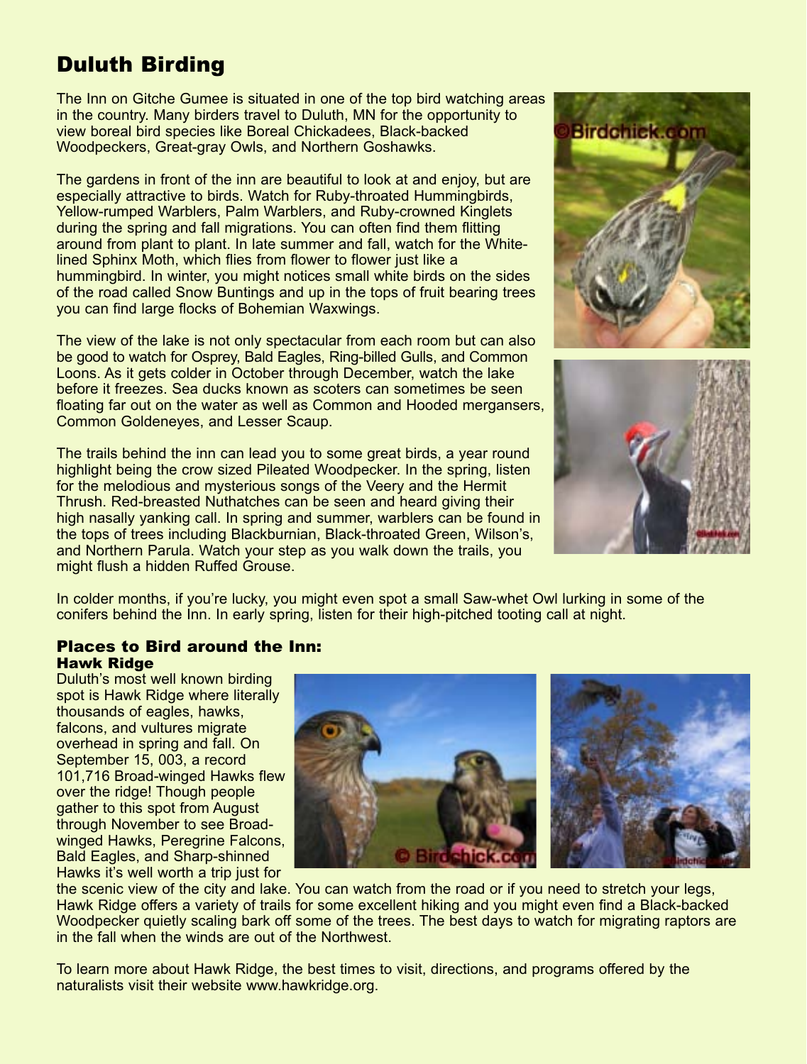# Duluth Birding

The Inn on Gitche Gumee is situated in one of the top bird watching areas in the country. Many birders travel to Duluth, MN for the opportunity to view boreal bird species like Boreal Chickadees, Black-backed Woodpeckers, Great-gray Owls, and Northern Goshawks.

The gardens in front of the inn are beautiful to look at and enjoy, but are especially attractive to birds. Watch for Ruby-throated Hummingbirds, Yellow-rumped Warblers, Palm Warblers, and Ruby-crowned Kinglets during the spring and fall migrations. You can often find them flitting around from plant to plant. In late summer and fall, watch for the White-lined Sphinx Moth, which flies from flower to flower just like a hummingbird. In winter, you might notices small white birds on the sides of the road called Snow Buntings and up in the tops of fruit bearing trees you can find large flocks of Bohemian Waxwings.

The view of the lake is not only spectacular from each room but can also be good to watch for Osprey, Bald Eagles, Ring-billed Gulls, and Common Loons. As it gets colder in October through December, watch the lake before it freezes. Sea ducks known as scoters can sometimes be seen floating far out on the water as well as Common and Hooded mergansers, Common Goldeneyes, and Lesser Scaup.

The trails behind the inn can lead you to some great birds, a year round highlight being the crow sized Pileated Woodpecker. In the spring, listen for the melodious and mysterious songs of the Veery and the Hermit Thrush. Red-breasted Nuthatches can be seen and heard giving their high nasally yanking call. In spring and summer, warblers can be found in the tops of trees including Blackburnian, Black-throated Green, Wilson's, and Northern Parula. Watch your step as you walk down the trails, you might flush a hidden Ruffed Grouse.

In colder months, if you're lucky, you might even spot a small Saw-whet Owl lurking in some of the conifers behind the Inn. In early spring, listen for their high-pitched tooting call at night.

## Places to Bird around the Inn:

### Hawk Ridge

Duluth's most well known birding spot is Hawk Ridge where literally thousands of eagles, hawks, falcons, and vultures migrate overhead in spring and fall. On September 15, 003, a record 101,716 Broad-winged Hawks flew over the ridge! Though people gather to this spot from August through November to see Broad-winged Hawks, Peregrine Falcons, Bald Eagles, and Sharp-shinned Hawks it's well worth a trip just for the scenic view of the city and lake. You can watch from the road or if you need to stretch your legs, Hawk Ridge offers a variety of trails for some excellent hiking and you might even find a Black-backed Woodpecker quietly scaling bark off some of the trees. The best days to watch for migrating raptors are in the fall when the winds are out of the Northwest.

To learn more about Hawk Ridge, the best times to visit, directions, and programs offered by the naturalists visit their website www.hawkridge.org.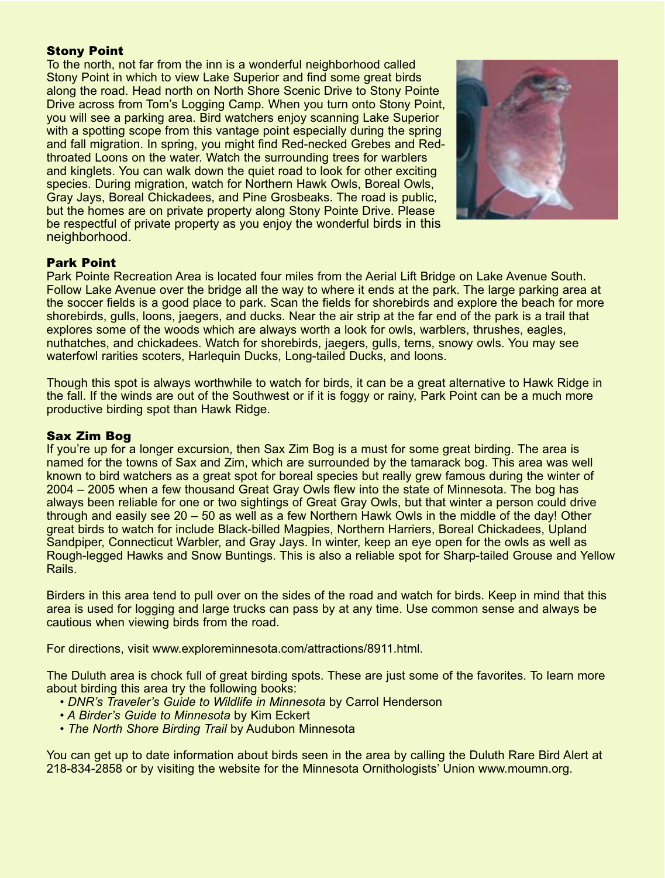## Stony Point

To the north, not far from the inn is a wonderful neighborhood called Stony Point in which to view Lake Superior and find some great birds along the road. Head north on North Shore Scenic Drive to Stony Pointe Drive across from Tom's Logging Camp. When you turn onto Stony Point, you will see a parking area. Bird watchers enjoy scanning Lake Superior with a spotting scope from this vantage point especially during the spring and fall migration. In spring, you might find Red-necked Grebes and Red-throated Loons on the water. Watch the surrounding trees for warblers and kinglets. You can walk down the quiet road to look for other exciting species. During migration, watch for Northern Hawk Owls, Boreal Owls, Gray Jays, Boreal Chickadees, and Pine Grosbeaks. The road is public, but the homes are on private property along Stony Pointe Drive. Please be respectful of private property as you enjoy the wonderful birds in this neighborhood.

## Park Point

Park Pointe Recreation Area is located four miles from the Aerial Lift Bridge on Lake Avenue South. Follow Lake Avenue over the bridge all the way to where it ends at the park. The large parking area at the soccer fields is a good place to park. Scan the fields for shorebirds and explore the beach for more shorebirds, gulls, loons, jaegers, and ducks. Near the air strip at the far end of the park is a trail that explores some of the woods which are always worth a look for owls, warblers, thrushes, eagles, nuthatches, and chickadees. Watch for shorebirds, jaegers, gulls, terns, snowy owls. You may see waterfowl rarities scoters, Harlequin Ducks, Long-tailed Ducks, and loons.

Though this spot is always worthwhile to watch for birds, it can be a great alternative to Hawk Ridge in the fall. If the winds are out of the Southwest or if it is foggy or rainy, Park Point can be a much more productive birding spot than Hawk Ridge.

## Sax Zim Bog

If you're up for a longer excursion, then Sax Zim Bog is a must for some great birding. The area is named for the towns of Sax and Zim, which are surrounded by the tamarack bog. This area was well known to bird watchers as a great spot for boreal species but really grew famous during the winter of 2004 – 2005 when a few thousand Great Gray Owls flew into the state of Minnesota. The bog has always been reliable for one or two sightings of Great Gray Owls, but that winter a person could drive through and easily see 20 – 50 as well as a few Northern Hawk Owls in the middle of the day! Other great birds to watch for include Black-billed Magpies, Northern Harriers, Boreal Chickadees, Upland Sandpiper, Connecticut Warbler, and Gray Jays. In winter, keep an eye open for the owls as well as Rough-legged Hawks and Snow Buntings. This is also a reliable spot for Sharp-tailed Grouse and Yellow Rails.

Birders in this area tend to pull over on the sides of the road and watch for birds. Keep in mind that this area is used for logging and large trucks can pass by at any time. Use common sense and always be cautious when viewing birds from the road.

For directions, visit www.exploreminnesota.com/attractions/8911.html.

The Duluth area is chock full of great birding spots. These are just some of the favorites. To learn more about birding this area try the following books:

- *DNR's Traveler's Guide to Wildlife in Minnesota* by Carrol Henderson
- *A Birder's Guide to Minnesota* by Kim Eckert
- *The North Shore Birding Trail* by Audubon Minnesota

You can get up to date information about birds seen in the area by calling the Duluth Rare Bird Alert at 218-834-2858 or by visiting the website for the Minnesota Ornithologists' Union www.moumn.org.